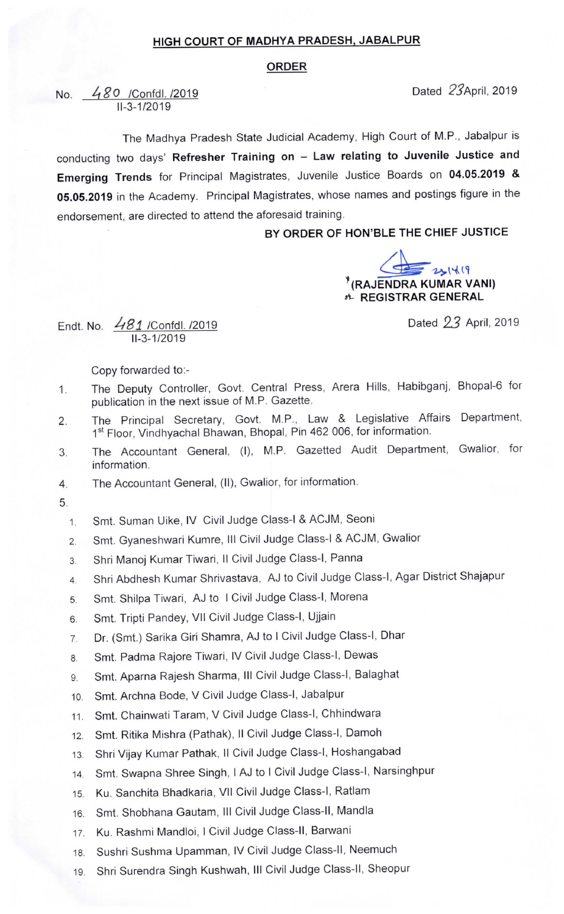# HIGH COURT OF MADHYA PRADESH, JABALPUR

## ORDER

No. 480 /Confdl. /2019
II-3-1/2019

Dated 23April, 2019

The Madhya Pradesh State Judicial Academy, High Court of M.P., Jabalpur is conducting two days' **Refresher Training on – Law relating to Juvenile Justice and Emerging Trends** for Principal Magistrates, Juvenile Justice Boards on **04.05.2019 & 05.05.2019** in the Academy. Principal Magistrates, whose names and postings figure in the endorsement, are directed to attend the aforesaid training.

**BY ORDER OF HON'BLE THE CHIEF JUSTICE**

23/4/19
**(RAJENDRA KUMAR VANI)**
**REGISTRAR GENERAL**

Endt. No. 481 /Confdl. /2019
II-3-1/2019

Dated 23 April, 2019

Copy forwarded to:-

1. The Deputy Controller, Govt. Central Press, Arera Hills, Habibganj, Bhopal-6 for publication in the next issue of M.P. Gazette.
2. The Principal Secretary, Govt. M.P., Law & Legislative Affairs Department, 1st Floor, Vindhyachal Bhawan, Bhopal, Pin 462 006, for information.
3. The Accountant General, (I), M.P. Gazetted Audit Department, Gwalior, for information.
4. The Accountant General, (II), Gwalior, for information.
5.
    1. Smt. Suman Uike, IV Civil Judge Class-I & ACJM, Seoni
    2. Smt. Gyaneshwari Kumre, III Civil Judge Class-I & ACJM, Gwalior
    3. Shri Manoj Kumar Tiwari, II Civil Judge Class-I, Panna
    4. Shri Abdhesh Kumar Shrivastava, AJ to Civil Judge Class-I, Agar District Shajapur
    5. Smt. Shilpa Tiwari, AJ to I Civil Judge Class-I, Morena
    6. Smt. Tripti Pandey, VII Civil Judge Class-I, Ujjain
    7. Dr. (Smt.) Sarika Giri Shamra, AJ to I Civil Judge Class-I, Dhar
    8. Smt. Padma Rajore Tiwari, IV Civil Judge Class-I, Dewas
    9. Smt. Aparna Rajesh Sharma, III Civil Judge Class-I, Balaghat
    10. Smt. Archna Bode, V Civil Judge Class-I, Jabalpur
    11. Smt. Chainwati Taram, V Civil Judge Class-I, Chhindwara
    12. Smt. Ritika Mishra (Pathak), II Civil Judge Class-I, Damoh
    13. Shri Vijay Kumar Pathak, II Civil Judge Class-I, Hoshangabad
    14. Smt. Swapna Shree Singh, I AJ to I Civil Judge Class-I, Narsinghpur
    15. Ku. Sanchita Bhadkaria, VII Civil Judge Class-I, Ratlam
    16. Smt. Shobhana Gautam, III Civil Judge Class-II, Mandla
    17. Ku. Rashmi Mandloi, I Civil Judge Class-II, Barwani
    18. Sushri Sushma Upamman, IV Civil Judge Class-II, Neemuch
    19. Shri Surendra Singh Kushwah, III Civil Judge Class-II, Sheopur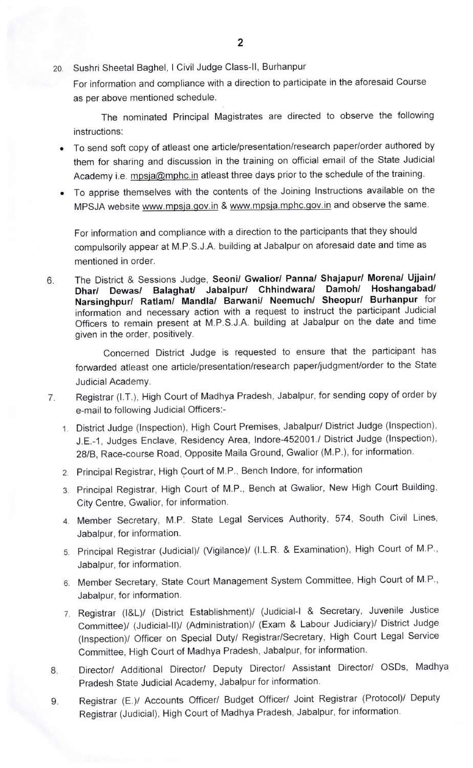20. Sushri Sheetal Baghel, I Civil Judge Class-II, Burhanpur

For information and compliance with a direction to participate in the aforesaid Course as per above mentioned schedule.

The nominated Principal Magistrates are directed to observe the following instructions:

- To send soft copy of atleast one article/presentation/research paper/order authored by them for sharing and discussion in the training on official email of the State Judicial Academy i.e. mpsja@mphc.in atleast three days prior to the schedule of the training.
- To apprise themselves with the contents of the Joining Instructions available on the MPSJA website www.mpsja.gov.in & www.mpsja.mphc.gov.in and observe the same.

For information and compliance with a direction to the participants that they should compulsorily appear at M.P.S.J.A. building at Jabalpur on aforesaid date and time as mentioned in order.

6. The District & Sessions Judge, **Seoni/ Gwalior/ Panna/ Shajapur/ Morena/ Ujjain/ Dhar/ Dewas/ Balaghat/ Jabalpur/ Chhindwara/ Damoh/ Hoshangabad/ Narsinghpur/ Ratlam/ Mandla/ Barwani/ Neemuch/ Sheopur/ Burhanpur** for information and necessary action with a request to instruct the participant Judicial Officers to remain present at M.P.S.J.A. building at Jabalpur on the date and time given in the order, positively.

   Concerned District Judge is requested to ensure that the participant has forwarded atleast one article/presentation/research paper/judgment/order to the State Judicial Academy.

7. Registrar (I.T.), High Court of Madhya Pradesh, Jabalpur, for sending copy of order by e-mail to following Judicial Officers:-
   1. District Judge (Inspection), High Court Premises, Jabalpur/ District Judge (Inspection), J.E.-1, Judges Enclave, Residency Area, Indore-452001./ District Judge (Inspection), 28/B, Race-course Road, Opposite Maila Ground, Gwalior (M.P.), for information.
   2. Principal Registrar, High Court of M.P., Bench Indore, for information
   3. Principal Registrar, High Court of M.P., Bench at Gwalior, New High Court Building, City Centre, Gwalior, for information.
   4. Member Secretary, M.P. State Legal Services Authority, 574, South Civil Lines, Jabalpur, for information.
   5. Principal Registrar (Judicial)/ (Vigilance)/ (I.L.R. & Examination), High Court of M.P., Jabalpur, for information.
   6. Member Secretary, State Court Management System Committee, High Court of M.P., Jabalpur, for information.
   7. Registrar (I&L)/ (District Establishment)/ (Judicial-I & Secretary, Juvenile Justice Committee)/ (Judicial-II)/ (Administration)/ (Exam & Labour Judiciary)/ District Judge (Inspection)/ Officer on Special Duty/ Registrar/Secretary, High Court Legal Service Committee, High Court of Madhya Pradesh, Jabalpur, for information.

8. Director/ Additional Director/ Deputy Director/ Assistant Director/ OSDs, Madhya Pradesh State Judicial Academy, Jabalpur for information.

9. Registrar (E.)/ Accounts Officer/ Budget Officer/ Joint Registrar (Protocol)/ Deputy Registrar (Judicial), High Court of Madhya Pradesh, Jabalpur, for information.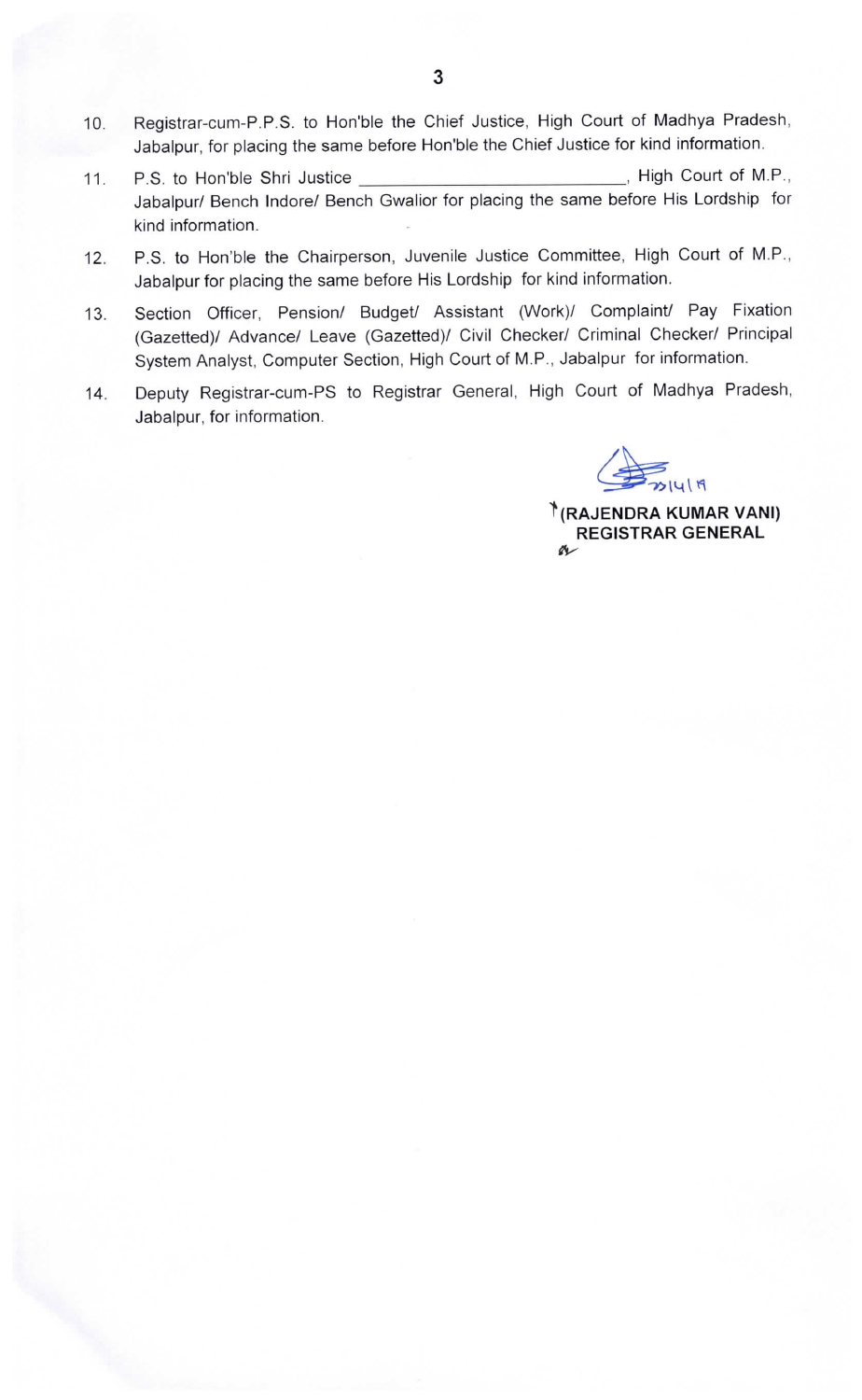10. Registrar-cum-P.P.S. to Hon'ble the Chief Justice, High Court of Madhya Pradesh, Jabalpur, for placing the same before Hon'ble the Chief Justice for kind information.

11. P.S. to Hon'ble Shri Justice ______________________________, High Court of M.P., Jabalpur/ Bench Indore/ Bench Gwalior for placing the same before His Lordship for kind information.

12. P.S. to Hon'ble the Chairperson, Juvenile Justice Committee, High Court of M.P., Jabalpur for placing the same before His Lordship for kind information.

13. Section Officer, Pension/ Budget/ Assistant (Work)/ Complaint/ Pay Fixation (Gazetted)/ Advance/ Leave (Gazetted)/ Civil Checker/ Criminal Checker/ Principal System Analyst, Computer Section, High Court of M.P., Jabalpur for information.

14. Deputy Registrar-cum-PS to Registrar General, High Court of Madhya Pradesh, Jabalpur, for information.

23/4/19

**(RAJENDRA KUMAR VANI)**
**REGISTRAR GENERAL**